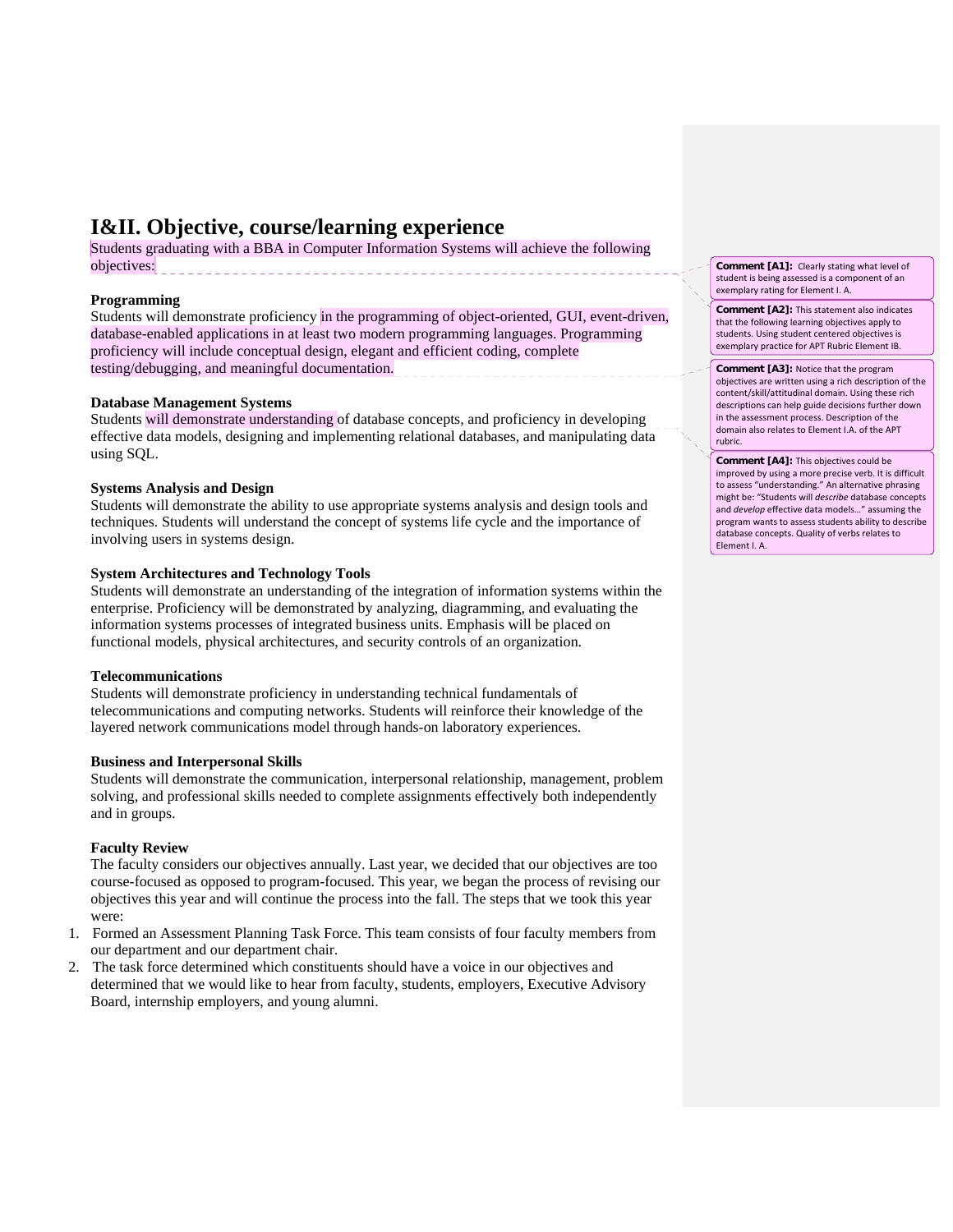# I&II. Objective, course/learning experience

Students graduating with a BBA in Computer Information Systems will achieve the following objectives:

### Programming

Students will demonstrate proficiency in the programming of object-oriented, GUI, event-driven, database-enabled applications in at least two modern programming languages. Programming proficiency will include conceptual design, elegant and efficient coding, complete testing/debugging, and meaningful documentation.

### Database Management Systems

Students will demonstrate understanding of database concepts, and proficiency in developing effective data models, designing and implementing relational databases, and manipulating data using SQL.

### Systems Analysis and Design

Students will demonstrate the ability to use appropriate systems analysis and design tools and techniques. Students will understand the concept of systems life cycle and the importance of involving users in systems design.

### System Architectures and Technology Tools

Students will demonstrate an understanding of the integration of information systems within the enterprise. Proficiency will be demonstrated by analyzing, diagramming, and evaluating the information systems processes of integrated business units. Emphasis will be placed on functional models, physical architectures, and security controls of an organization.

### Telecommunications

Students will demonstrate proficiency in understanding technical fundamentals of telecommunications and computing networks. Students will reinforce their knowledge of the layered network communications model through hands-on laboratory experiences.

### Business and Interpersonal Skills

Students will demonstrate the communication, interpersonal relationship, management, problem solving, and professional skills needed to complete assignments effectively both independently and in groups.

### Faculty Review

The faculty considers our objectives annually. Last year, we decided that our objectives are too course-focused as opposed to program-focused. This year, we began the process of revising our objectives this year and will continue the process into the fall. The steps that we took this year were:

1. Formed an Assessment Planning Task Force. This team consists of four faculty members from our department and our department chair.
2. The task force determined which constituents should have a voice in our objectives and determined that we would like to hear from faculty, students, employers, Executive Advisory Board, internship employers, and young alumni.

---

**Comment [A1]:** Clearly stating what level of student is being assessed is a component of an exemplary rating for Element I. A.

**Comment [A2]:** This statement also indicates that the following learning objectives apply to students. Using student centered objectives is exemplary practice for APT Rubric Element IB.

**Comment [A3]:** Notice that the program objectives are written using a rich description of the content/skill/attitudinal domain. Using these rich descriptions can help guide decisions further down in the assessment process. Description of the domain also relates to Element I.A. of the APT rubric.

**Comment [A4]:** This objectives could be improved by using a more precise verb. It is difficult to assess "understanding." An alternative phrasing might be: "Students will *describe* database concepts and *develop* effective data models…" assuming the program wants to assess students ability to describe database concepts. Quality of verbs relates to Element I. A.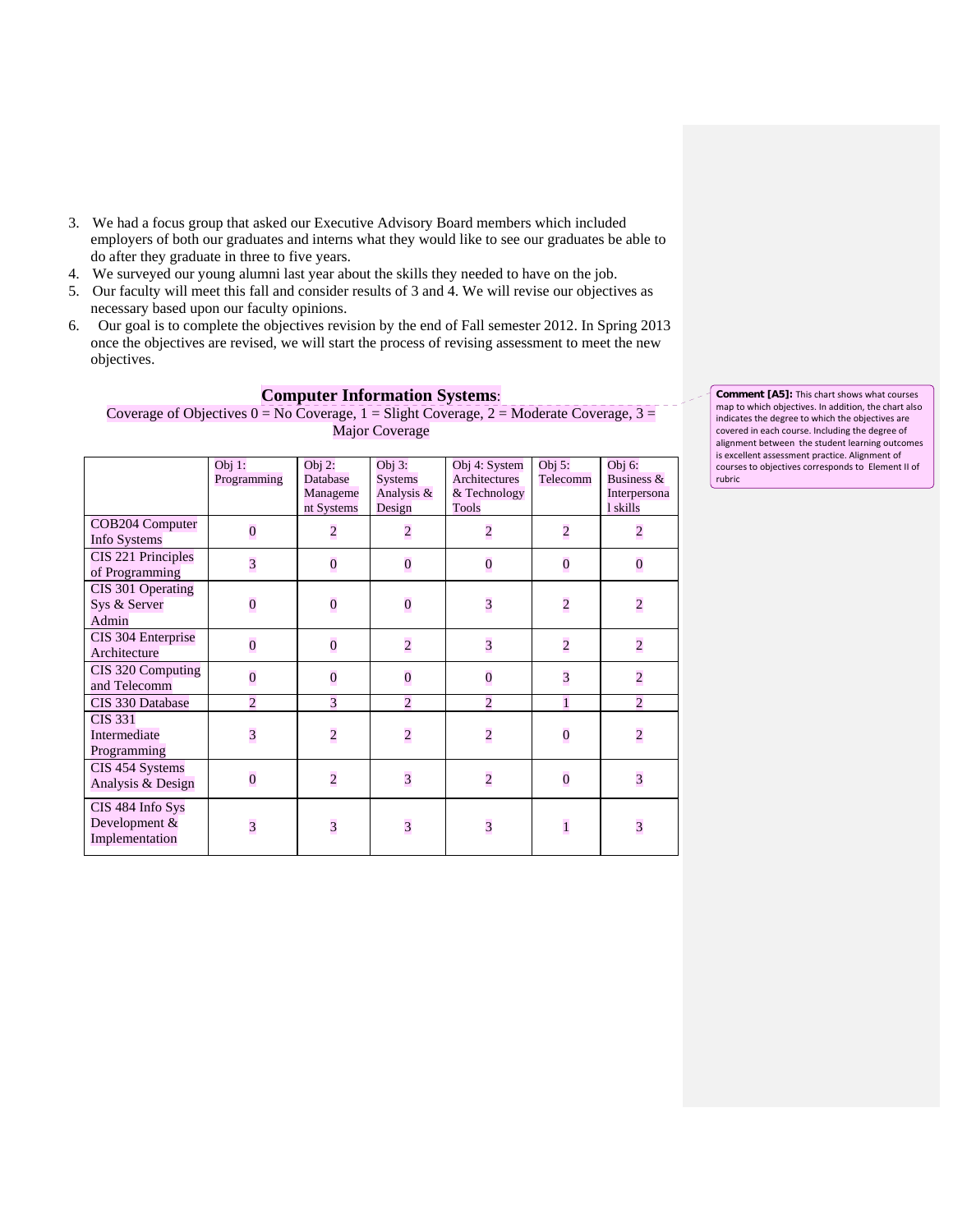3. We had a focus group that asked our Executive Advisory Board members which included employers of both our graduates and interns what they would like to see our graduates be able to do after they graduate in three to five years.
4. We surveyed our young alumni last year about the skills they needed to have on the job.
5. Our faculty will meet this fall and consider results of 3 and 4. We will revise our objectives as necessary based upon our faculty opinions.
6. Our goal is to complete the objectives revision by the end of Fall semester 2012. In Spring 2013 once the objectives are revised, we will start the process of revising assessment to meet the new objectives.

**Computer Information Systems**:

Coverage of Objectives 0 = No Coverage, 1 = Slight Coverage, 2 = Moderate Coverage, 3 = Major Coverage

| | Obj 1: Programming | Obj 2: Database Management Systems | Obj 3: Systems Analysis & Design | Obj 4: System Architectures & Technology Tools | Obj 5: Telecomm | Obj 6: Business & Interpersonal skills |
|---|---|---|---|---|---|---|
| COB204 Computer Info Systems | 0 | 2 | 2 | 2 | 2 | 2 |
| CIS 221 Principles of Programming | 3 | 0 | 0 | 0 | 0 | 0 |
| CIS 301 Operating Sys & Server Admin | 0 | 0 | 0 | 3 | 2 | 2 |
| CIS 304 Enterprise Architecture | 0 | 0 | 2 | 3 | 2 | 2 |
| CIS 320 Computing and Telecomm | 0 | 0 | 0 | 0 | 3 | 2 |
| CIS 330 Database | 2 | 3 | 2 | 2 | 1 | 2 |
| CIS 331 Intermediate Programming | 3 | 2 | 2 | 2 | 0 | 2 |
| CIS 454 Systems Analysis & Design | 0 | 2 | 3 | 2 | 0 | 3 |
| CIS 484 Info Sys Development & Implementation | 3 | 3 | 3 | 3 | 1 | 3 |

**Comment [A5]:** This chart shows what courses map to which objectives. In addition, the chart also indicates the degree to which the objectives are covered in each course. Including the degree of alignment between the student learning outcomes is excellent assessment practice. Alignment of courses to objectives corresponds to Element II of rubric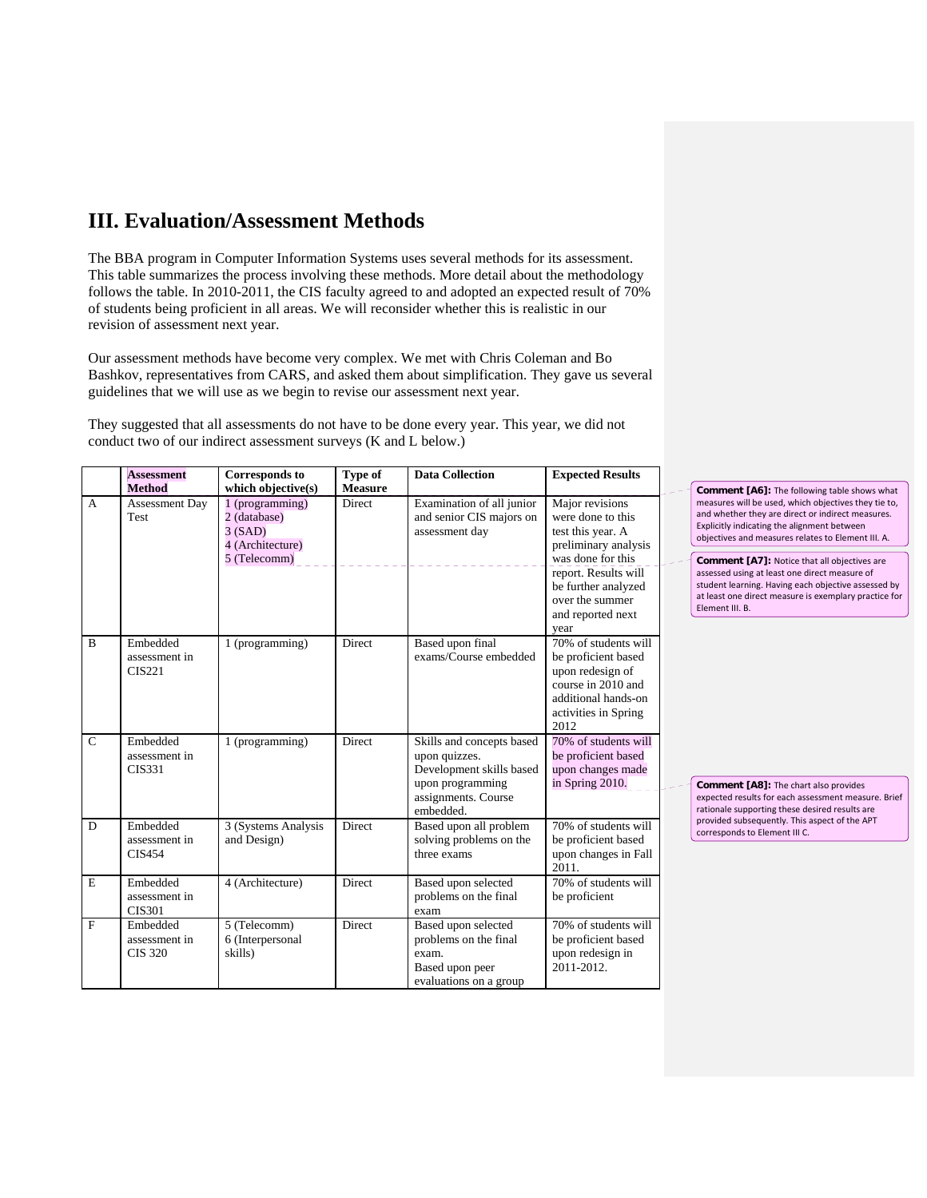# III. Evaluation/Assessment Methods

The BBA program in Computer Information Systems uses several methods for its assessment. This table summarizes the process involving these methods. More detail about the methodology follows the table. In 2010-2011, the CIS faculty agreed to and adopted an expected result of 70% of students being proficient in all areas. We will reconsider whether this is realistic in our revision of assessment next year.

Our assessment methods have become very complex. We met with Chris Coleman and Bo Bashkov, representatives from CARS, and asked them about simplification. They gave us several guidelines that we will use as we begin to revise our assessment next year.

They suggested that all assessments do not have to be done every year. This year, we did not conduct two of our indirect assessment surveys (K and L below.)

| | Assessment Method | Corresponds to which objective(s) | Type of Measure | Data Collection | Expected Results |
|---|---|---|---|---|---|
| A | Assessment Day Test | 1 (programming)<br>2 (database)<br>3 (SAD)<br>4 (Architecture)<br>5 (Telecomm) | Direct | Examination of all junior and senior CIS majors on assessment day | Major revisions were done to this test this year. A preliminary analysis was done for this report. Results will be further analyzed over the summer and reported next year |
| B | Embedded assessment in CIS221 | 1 (programming) | Direct | Based upon final exams/Course embedded | 70% of students will be proficient based upon redesign of course in 2010 and additional hands-on activities in Spring 2012 |
| C | Embedded assessment in CIS331 | 1 (programming) | Direct | Skills and concepts based upon quizzes. Development skills based upon programming assignments. Course embedded. | 70% of students will be proficient based upon changes made in Spring 2010. |
| D | Embedded assessment in CIS454 | 3 (Systems Analysis and Design) | Direct | Based upon all problem solving problems on the three exams | 70% of students will be proficient based upon changes in Fall 2011. |
| E | Embedded assessment in CIS301 | 4 (Architecture) | Direct | Based upon selected problems on the final exam | 70% of students will be proficient |
| F | Embedded assessment in CIS 320 | 5 (Telecomm)<br>6 (Interpersonal skills) | Direct | Based upon selected problems on the final exam.<br>Based upon peer evaluations on a group | 70% of students will be proficient based upon redesign in 2011-2012. |

**Comment [A6]:** The following table shows what measures will be used, which objectives they tie to, and whether they are direct or indirect measures. Explicitly indicating the alignment between objectives and measures relates to Element III. A.

**Comment [A7]:** Notice that all objectives are assessed using at least one direct measure of student learning. Having each objective assessed by at least one direct measure is exemplary practice for Element III. B.

**Comment [A8]:** The chart also provides expected results for each assessment measure. Brief rationale supporting these desired results are provided subsequently. This aspect of the APT corresponds to Element III C.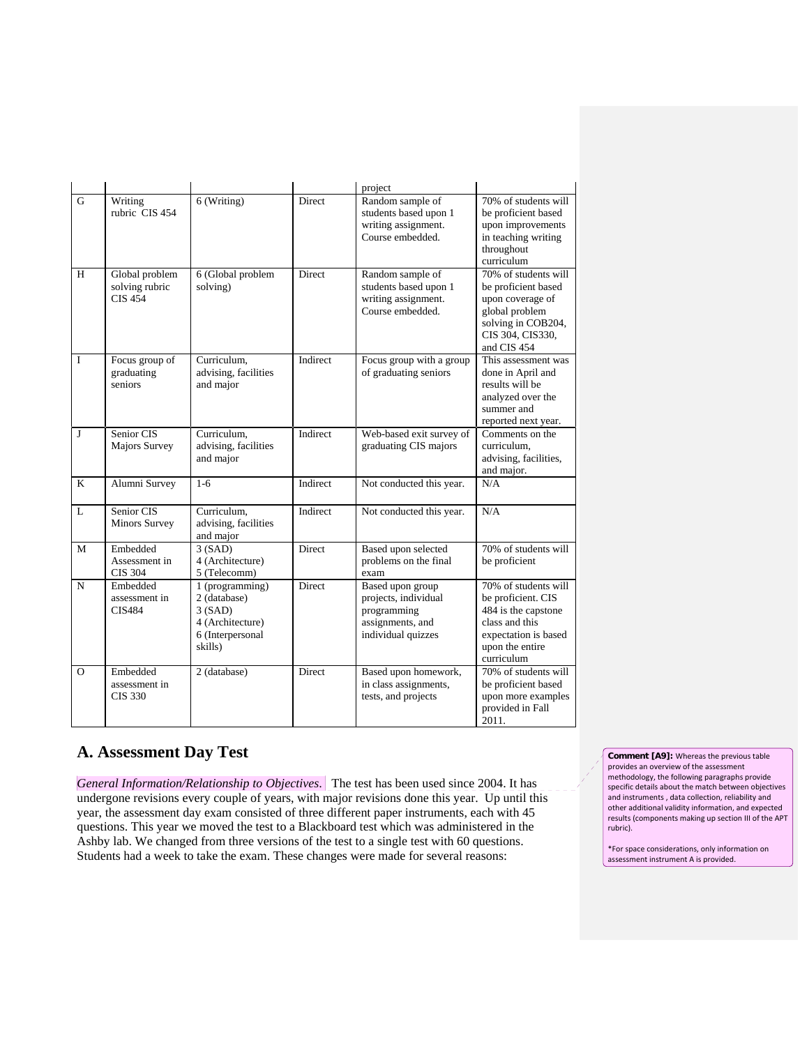| | | | | project | |
|---|---|---|---|---|---|
| G | Writing rubric CIS 454 | 6 (Writing) | Direct | Random sample of students based upon 1 writing assignment. Course embedded. | 70% of students will be proficient based upon improvements in teaching writing throughout curriculum |
| H | Global problem solving rubric CIS 454 | 6 (Global problem solving) | Direct | Random sample of students based upon 1 writing assignment. Course embedded. | 70% of students will be proficient based upon coverage of global problem solving in COB204, CIS 304, CIS330, and CIS 454 |
| I | Focus group of graduating seniors | Curriculum, advising, facilities and major | Indirect | Focus group with a group of graduating seniors | This assessment was done in April and results will be analyzed over the summer and reported next year. |
| J | Senior CIS Majors Survey | Curriculum, advising, facilities and major | Indirect | Web-based exit survey of graduating CIS majors | Comments on the curriculum, advising, facilities, and major. |
| K | Alumni Survey | 1-6 | Indirect | Not conducted this year. | N/A |
| L | Senior CIS Minors Survey | Curriculum, advising, facilities and major | Indirect | Not conducted this year. | N/A |
| M | Embedded Assessment in CIS 304 | 3 (SAD)<br>4 (Architecture)<br>5 (Telecomm) | Direct | Based upon selected problems on the final exam | 70% of students will be proficient |
| N | Embedded assessment in CIS484 | 1 (programming)<br>2 (database)<br>3 (SAD)<br>4 (Architecture)<br>6 (Interpersonal skills) | Direct | Based upon group projects, individual programming assignments, and individual quizzes | 70% of students will be proficient. CIS 484 is the capstone class and this expectation is based upon the entire curriculum |
| O | Embedded assessment in CIS 330 | 2 (database) | Direct | Based upon homework, in class assignments, tests, and projects | 70% of students will be proficient based upon more examples provided in Fall 2011. |

## A. Assessment Day Test

*General Information/Relationship to Objectives*. The test has been used since 2004. It has undergone revisions every couple of years, with major revisions done this year. Up until this year, the assessment day exam consisted of three different paper instruments, each with 45 questions. This year we moved the test to a Blackboard test which was administered in the Ashby lab. We changed from three versions of the test to a single test with 60 questions. Students had a week to take the exam. These changes were made for several reasons:

**Comment [A9]:** Whereas the previous table provides an overview of the assessment methodology, the following paragraphs provide specific details about the match between objectives and instruments , data collection, reliability and other additional validity information, and expected results (components making up section III of the APT rubric).

*For space considerations, only information on assessment instrument A is provided.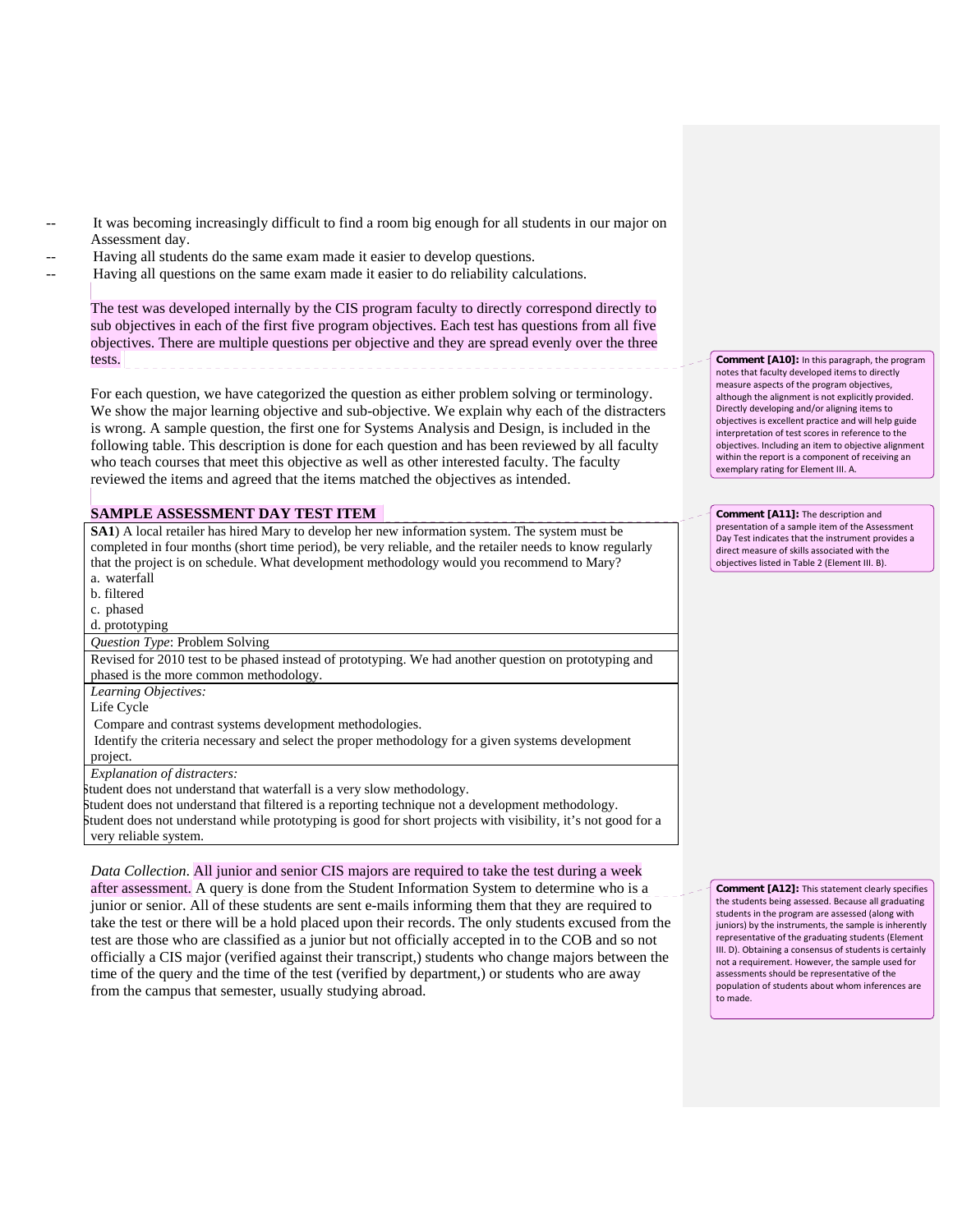- It was becoming increasingly difficult to find a room big enough for all students in our major on Assessment day.
- Having all students do the same exam made it easier to develop questions.
- Having all questions on the same exam made it easier to do reliability calculations.

The test was developed internally by the CIS program faculty to directly correspond directly to sub objectives in each of the first five program objectives. Each test has questions from all five objectives. There are multiple questions per objective and they are spread evenly over the three tests.

> **Comment [A10]:** In this paragraph, the program notes that faculty developed items to directly measure aspects of the program objectives, although the alignment is not explicitly provided. Directly developing and/or aligning items to objectives is excellent practice and will help guide interpretation of test scores in reference to the objectives. Including an item to objective alignment within the report is a component of receiving an exemplary rating for Element III. A.

For each question, we have categorized the question as either problem solving or terminology. We show the major learning objective and sub-objective. We explain why each of the distracters is wrong. A sample question, the first one for Systems Analysis and Design, is included in the following table. This description is done for each question and has been reviewed by all faculty who teach courses that meet this objective as well as other interested faculty. The faculty reviewed the items and agreed that the items matched the objectives as intended.

> **Comment [A11]:** The description and presentation of a sample item of the Assessment Day Test indicates that the instrument provides a direct measure of skills associated with the objectives listed in Table 2 (Element III. B).

**SAMPLE ASSESSMENT DAY TEST ITEM**

| |
|---|
| **SA1**) A local retailer has hired Mary to develop her new information system. The system must be completed in four months (short time period), be very reliable, and the retailer needs to know regularly that the project is on schedule. What development methodology would you recommend to Mary?<br>a. waterfall<br>b. filtered<br>c. phased<br>d. prototyping |
| *Question Type*: Problem Solving |
| Revised for 2010 test to be phased instead of prototyping. We had another question on prototyping and phased is the more common methodology. |
| *Learning Objectives:*<br>Life Cycle<br>Compare and contrast systems development methodologies.<br>Identify the criteria necessary and select the proper methodology for a given systems development project. |
| *Explanation of distracters:*<br>Student does not understand that waterfall is a very slow methodology.<br>Student does not understand that filtered is a reporting technique not a development methodology.<br>Student does not understand while prototyping is good for short projects with visibility, it's not good for a very reliable system. |

*Data Collection*. All junior and senior CIS majors are required to take the test during a week after assessment. A query is done from the Student Information System to determine who is a junior or senior. All of these students are sent e-mails informing them that they are required to take the test or there will be a hold placed upon their records. The only students excused from the test are those who are classified as a junior but not officially accepted in to the COB and so not officially a CIS major (verified against their transcript,) students who change majors between the time of the query and the time of the test (verified by department,) or students who are away from the campus that semester, usually studying abroad.

> **Comment [A12]:** This statement clearly specifies the students being assessed. Because all graduating students in the program are assessed (along with juniors) by the instruments, the sample is inherently representative of the graduating students (Element III. D). Obtaining a consensus of students is certainly not a requirement. However, the sample used for assessments should be representative of the population of students about whom inferences are to made.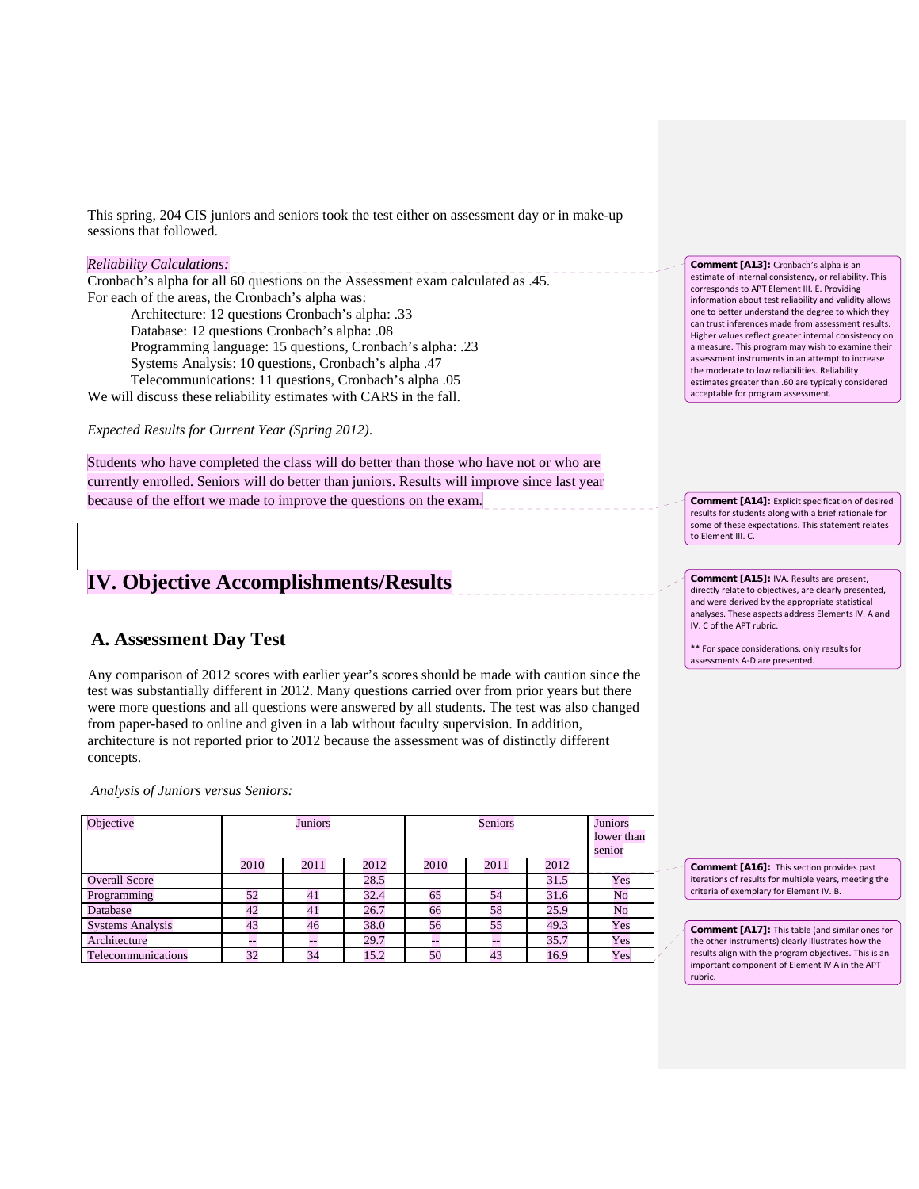This spring, 204 CIS juniors and seniors took the test either on assessment day or in make-up sessions that followed.

*Reliability Calculations:*

Cronbach's alpha for all 60 questions on the Assessment exam calculated as .45.

For each of the areas, the Cronbach's alpha was:

- Architecture: 12 questions Cronbach's alpha: .33
- Database: 12 questions Cronbach's alpha: .08
- Programming language: 15 questions, Cronbach's alpha: .23
- Systems Analysis: 10 questions, Cronbach's alpha .47
- Telecommunications: 11 questions, Cronbach's alpha .05

We will discuss these reliability estimates with CARS in the fall.

*Expected Results for Current Year (Spring 2012).*

Students who have completed the class will do better than those who have not or who are currently enrolled. Seniors will do better than juniors. Results will improve since last year because of the effort we made to improve the questions on the exam.

# IV. Objective Accomplishments/Results

## A. Assessment Day Test

Any comparison of 2012 scores with earlier year's scores should be made with caution since the test was substantially different in 2012. Many questions carried over from prior years but there were more questions and all questions were answered by all students. The test was also changed from paper-based to online and given in a lab without faculty supervision. In addition, architecture is not reported prior to 2012 because the assessment was of distinctly different concepts.

*Analysis of Juniors versus Seniors:*

| Objective | Juniors | | | Seniors | | | Juniors lower than senior |
|---|---|---|---|---|---|---|---|
| | 2010 | 2011 | 2012 | 2010 | 2011 | 2012 | |
| Overall Score | | | 28.5 | | | 31.5 | Yes |
| Programming | 52 | 41 | 32.4 | 65 | 54 | 31.6 | No |
| Database | 42 | 41 | 26.7 | 66 | 58 | 25.9 | No |
| Systems Analysis | 43 | 46 | 38.0 | 56 | 55 | 49.3 | Yes |
| Architecture | -- | -- | 29.7 | -- | -- | 35.7 | Yes |
| Telecommunications | 32 | 34 | 15.2 | 50 | 43 | 16.9 | Yes |

**Comment [A13]:** Cronbach's alpha is an estimate of internal consistency, or reliability. This corresponds to APT Element III. E. Providing information about test reliability and validity allows one to better understand the degree to which they can trust inferences made from assessment results. Higher values reflect greater internal consistency on a measure. This program may wish to examine their assessment instruments in an attempt to increase the moderate to low reliabilities. Reliability estimates greater than .60 are typically considered acceptable for program assessment.

**Comment [A14]:** Explicit specification of desired results for students along with a brief rationale for some of these expectations. This statement relates to Element III. C.

**Comment [A15]:** IVA. Results are present, directly relate to objectives, are clearly presented, and were derived by the appropriate statistical analyses. These aspects address Elements IV. A and IV. C of the APT rubric.

** For space considerations, only results for assessments A-D are presented.

**Comment [A16]:** This section provides past iterations of results for multiple years, meeting the criteria of exemplary for Element IV. B.

**Comment [A17]:** This table (and similar ones for the other instruments) clearly illustrates how the results align with the program objectives. This is an important component of Element IV A in the APT rubric.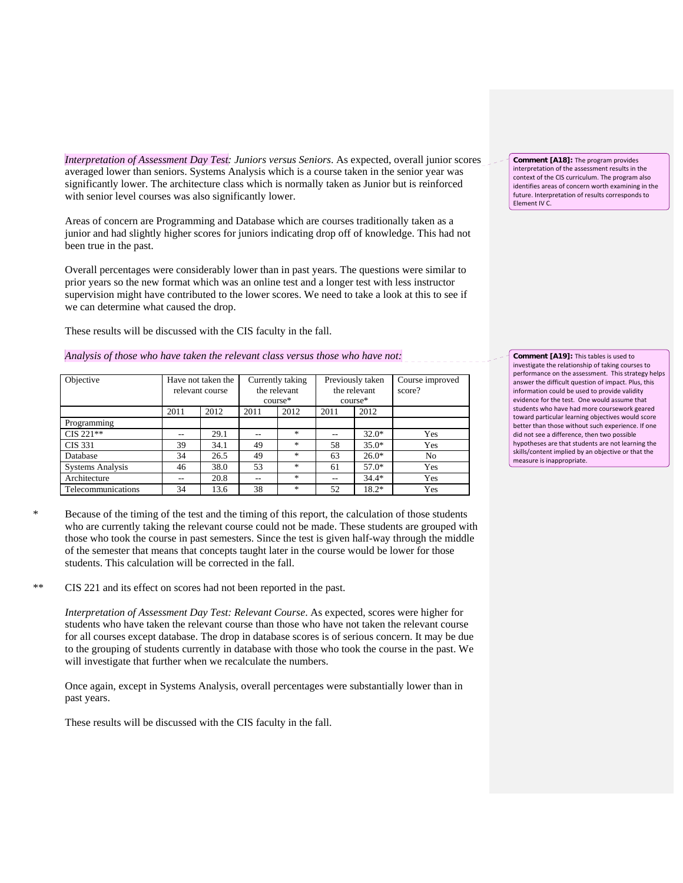*Interpretation of Assessment Day Test: Juniors versus Seniors.* As expected, overall junior scores averaged lower than seniors. Systems Analysis which is a course taken in the senior year was significantly lower. The architecture class which is normally taken as Junior but is reinforced with senior level courses was also significantly lower.

Areas of concern are Programming and Database which are courses traditionally taken as a junior and had slightly higher scores for juniors indicating drop off of knowledge. This had not been true in the past.

Overall percentages were considerably lower than in past years. The questions were similar to prior years so the new format which was an online test and a longer test with less instructor supervision might have contributed to the lower scores. We need to take a look at this to see if we can determine what caused the drop.

These results will be discussed with the CIS faculty in the fall.

**Comment [A18]:** The program provides interpretation of the assessment results in the context of the CIS curriculum. The program also identifies areas of concern worth examining in the future. Interpretation of results corresponds to Element IV C.

*Analysis of those who have taken the relevant class versus those who have not:*

**Comment [A19]:** This tables is used to investigate the relationship of taking courses to performance on the assessment. This strategy helps answer the difficult question of impact. Plus, this information could be used to provide validity evidence for the test. One would assume that students who have had more coursework geared toward particular learning objectives would score better than those without such experience. If one did not see a difference, then two possible hypotheses are that students are not learning the skills/content implied by an objective or that the measure is inappropriate.

| Objective | Have not taken the relevant course | | Currently taking the relevant course* | | Previously taken the relevant course* | | Course improved score? |
|---|---|---|---|---|---|---|---|
| | 2011 | 2012 | 2011 | 2012 | 2011 | 2012 | |
| Programming | | | | | | | |
| CIS 221** | -- | 29.1 | -- | * | -- | 32.0* | Yes |
| CIS 331 | 39 | 34.1 | 49 | * | 58 | 35.0* | Yes |
| Database | 34 | 26.5 | 49 | * | 63 | 26.0* | No |
| Systems Analysis | 46 | 38.0 | 53 | * | 61 | 57.0* | Yes |
| Architecture | -- | 20.8 | -- | * | -- | 34.4* | Yes |
| Telecommunications | 34 | 13.6 | 38 | * | 52 | 18.2* | Yes |

\* Because of the timing of the test and the timing of this report, the calculation of those students who are currently taking the relevant course could not be made. These students are grouped with those who took the course in past semesters. Since the test is given half-way through the middle of the semester that means that concepts taught later in the course would be lower for those students. This calculation will be corrected in the fall.

\*\* CIS 221 and its effect on scores had not been reported in the past.

*Interpretation of Assessment Day Test: Relevant Course.* As expected, scores were higher for students who have taken the relevant course than those who have not taken the relevant course for all courses except database. The drop in database scores is of serious concern. It may be due to the grouping of students currently in database with those who took the course in the past. We will investigate that further when we recalculate the numbers.

Once again, except in Systems Analysis, overall percentages were substantially lower than in past years.

These results will be discussed with the CIS faculty in the fall.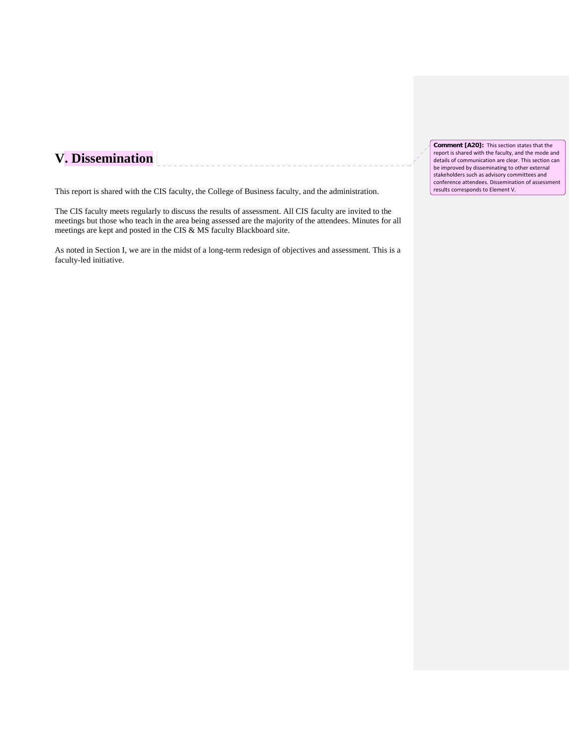# V. Dissemination

This report is shared with the CIS faculty, the College of Business faculty, and the administration.

The CIS faculty meets regularly to discuss the results of assessment. All CIS faculty are invited to the meetings but those who teach in the area being assessed are the majority of the attendees. Minutes for all meetings are kept and posted in the CIS & MS faculty Blackboard site.

As noted in Section I, we are in the midst of a long-term redesign of objectives and assessment. This is a faculty-led initiative.

**Comment [A20]:** This section states that the report is shared with the faculty, and the mode and details of communication are clear. This section can be improved by disseminating to other external stakeholders such as advisory committees and conference attendees. Dissemination of assessment results corresponds to Element V.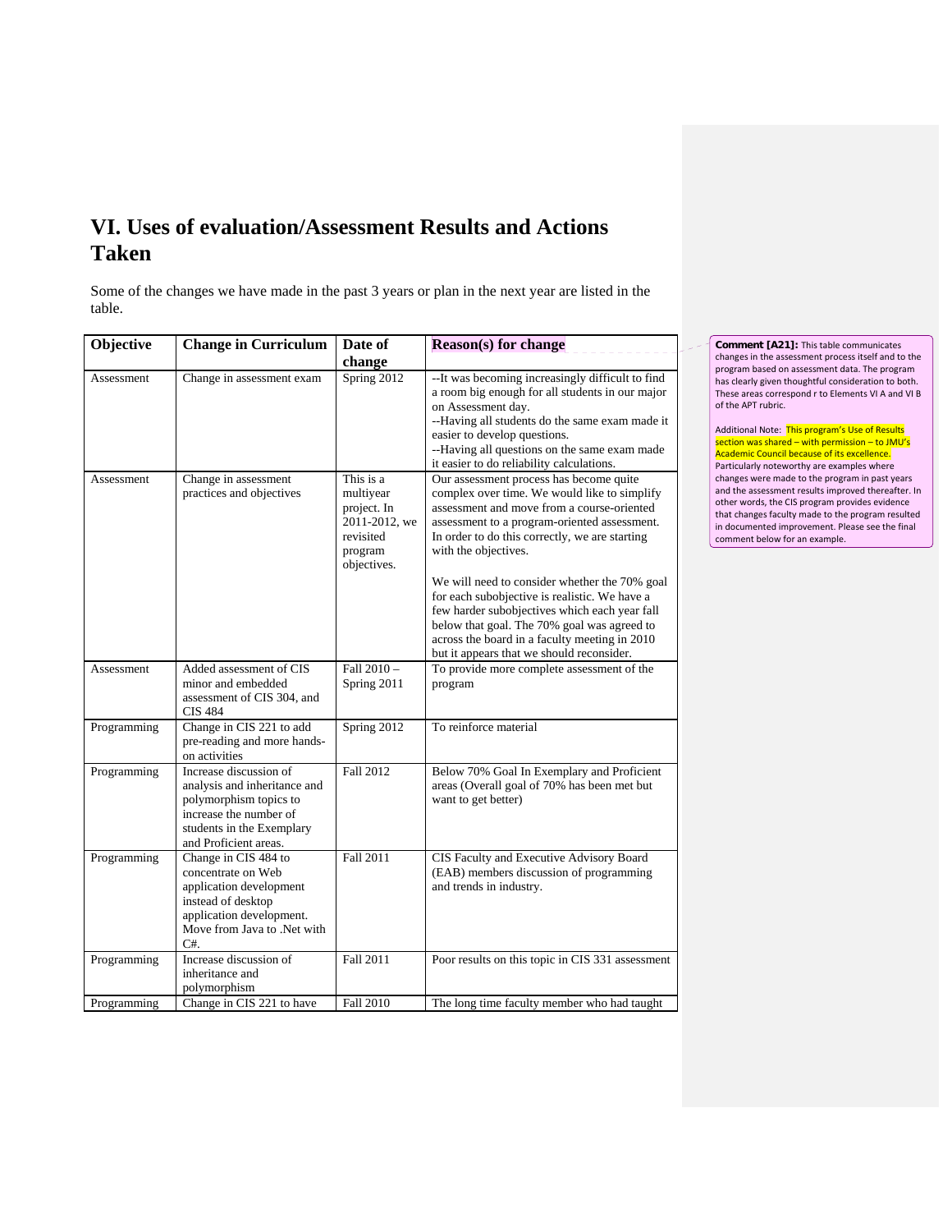# VI. Uses of evaluation/Assessment Results and Actions Taken

Some of the changes we have made in the past 3 years or plan in the next year are listed in the table.

| Objective | Change in Curriculum | Date of change | Reason(s) for change |
|---|---|---|---|
| Assessment | Change in assessment exam | Spring 2012 | --It was becoming increasingly difficult to find a room big enough for all students in our major on Assessment day.<br>--Having all students do the same exam made it easier to develop questions.<br>--Having all questions on the same exam made it easier to do reliability calculations. |
| Assessment | Change in assessment practices and objectives | This is a multiyear project. In 2011-2012, we revisited program objectives. | Our assessment process has become quite complex over time. We would like to simplify assessment and move from a course-oriented assessment to a program-oriented assessment. In order to do this correctly, we are starting with the objectives.<br><br>We will need to consider whether the 70% goal for each subobjective is realistic. We have a few harder subobjectives which each year fall below that goal. The 70% goal was agreed to across the board in a faculty meeting in 2010 but it appears that we should reconsider. |
| Assessment | Added assessment of CIS minor and embedded assessment of CIS 304, and CIS 484 | Fall 2010 – Spring 2011 | To provide more complete assessment of the program |
| Programming | Change in CIS 221 to add pre-reading and more hands-on activities | Spring 2012 | To reinforce material |
| Programming | Increase discussion of analysis and inheritance and polymorphism topics to increase the number of students in the Exemplary and Proficient areas. | Fall 2012 | Below 70% Goal In Exemplary and Proficient areas (Overall goal of 70% has been met but want to get better) |
| Programming | Change in CIS 484 to concentrate on Web application development instead of desktop application development. Move from Java to .Net with C#. | Fall 2011 | CIS Faculty and Executive Advisory Board (EAB) members discussion of programming and trends in industry. |
| Programming | Increase discussion of inheritance and polymorphism | Fall 2011 | Poor results on this topic in CIS 331 assessment |
| Programming | Change in CIS 221 to have | Fall 2010 | The long time faculty member who had taught |

**Comment [A21]:** This table communicates changes in the assessment process itself and to the program based on assessment data. The program has clearly given thoughtful consideration to both. These areas correspond r to Elements VI A and VI B of the APT rubric.

Additional Note: This program's Use of Results section was shared – with permission – to JMU's Academic Council because of its excellence. Particularly noteworthy are examples where changes were made to the program in past years and the assessment results improved thereafter. In other words, the CIS program provides evidence that changes faculty made to the program resulted in documented improvement. Please see the final comment below for an example.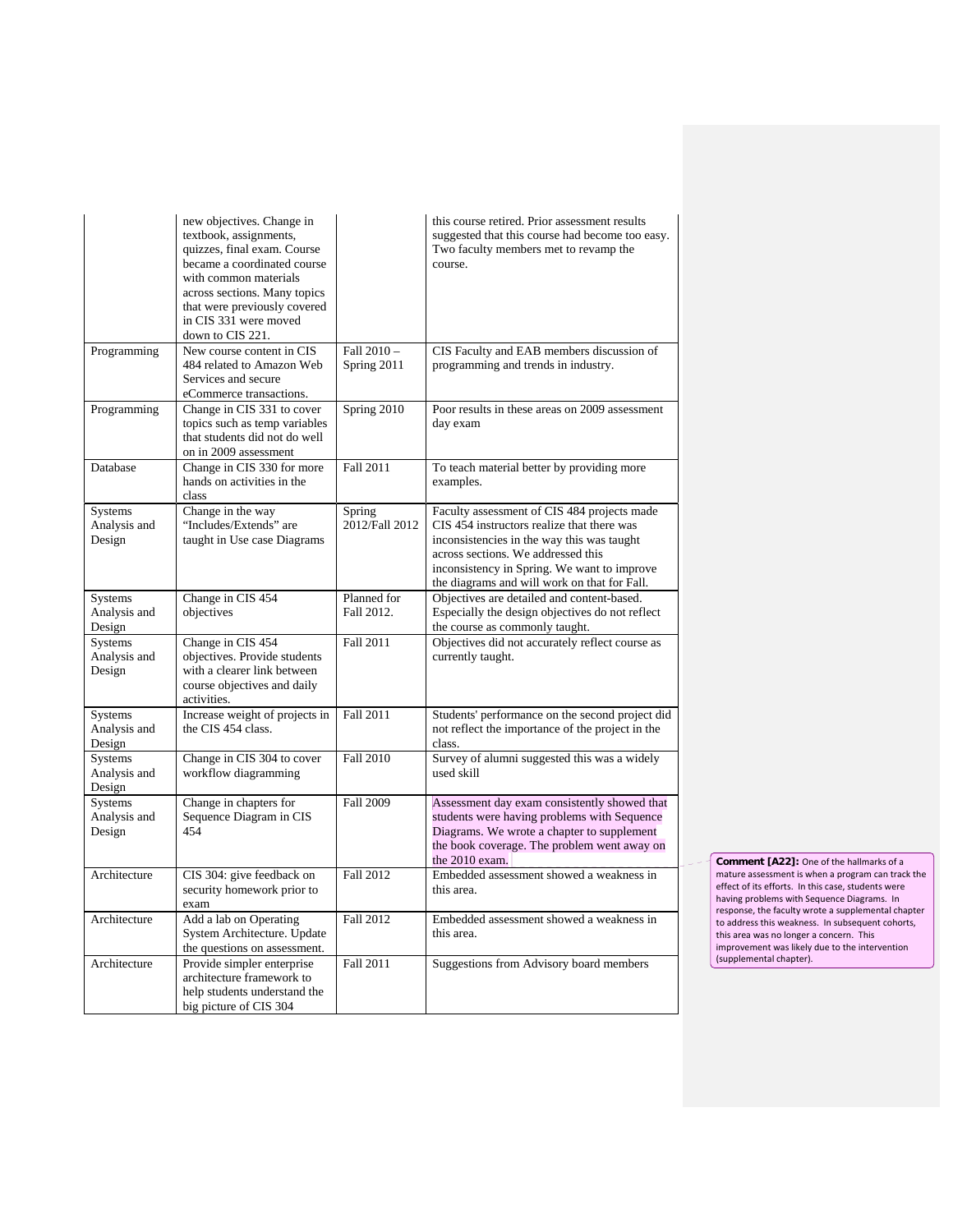|  | new objectives. Change in textbook, assignments, quizzes, final exam. Course became a coordinated course with common materials across sections. Many topics that were previously covered in CIS 331 were moved down to CIS 221. |  | this course retired. Prior assessment results suggested that this course had become too easy. Two faculty members met to revamp the course. |
|---|---|---|---|
| Programming | New course content in CIS 484 related to Amazon Web Services and secure eCommerce transactions. | Fall 2010 – Spring 2011 | CIS Faculty and EAB members discussion of programming and trends in industry. |
| Programming | Change in CIS 331 to cover topics such as temp variables that students did not do well on in 2009 assessment | Spring 2010 | Poor results in these areas on 2009 assessment day exam |
| Database | Change in CIS 330 for more hands on activities in the class | Fall 2011 | To teach material better by providing more examples. |
| Systems Analysis and Design | Change in the way "Includes/Extends" are taught in Use case Diagrams | Spring 2012/Fall 2012 | Faculty assessment of CIS 484 projects made CIS 454 instructors realize that there was inconsistencies in the way this was taught across sections. We addressed this inconsistency in Spring. We want to improve the diagrams and will work on that for Fall. |
| Systems Analysis and Design | Change in CIS 454 objectives | Planned for Fall 2012. | Objectives are detailed and content-based. Especially the design objectives do not reflect the course as commonly taught. |
| Systems Analysis and Design | Change in CIS 454 objectives. Provide students with a clearer link between course objectives and daily activities. | Fall 2011 | Objectives did not accurately reflect course as currently taught. |
| Systems Analysis and Design | Increase weight of projects in the CIS 454 class. | Fall 2011 | Students' performance on the second project did not reflect the importance of the project in the class. |
| Systems Analysis and Design | Change in CIS 304 to cover workflow diagramming | Fall 2010 | Survey of alumni suggested this was a widely used skill |
| Systems Analysis and Design | Change in chapters for Sequence Diagram in CIS 454 | Fall 2009 | Assessment day exam consistently showed that students were having problems with Sequence Diagrams. We wrote a chapter to supplement the book coverage. The problem went away on the 2010 exam. |
| Architecture | CIS 304: give feedback on security homework prior to exam | Fall 2012 | Embedded assessment showed a weakness in this area. |
| Architecture | Add a lab on Operating System Architecture. Update the questions on assessment. | Fall 2012 | Embedded assessment showed a weakness in this area. |
| Architecture | Provide simpler enterprise architecture framework to help students understand the big picture of CIS 304 | Fall 2011 | Suggestions from Advisory board members |

**Comment [A22]:** One of the hallmarks of a mature assessment is when a program can track the effect of its efforts. In this case, students were having problems with Sequence Diagrams. In response, the faculty wrote a supplemental chapter to address this weakness. In subsequent cohorts, this area was no longer a concern. This improvement was likely due to the intervention (supplemental chapter).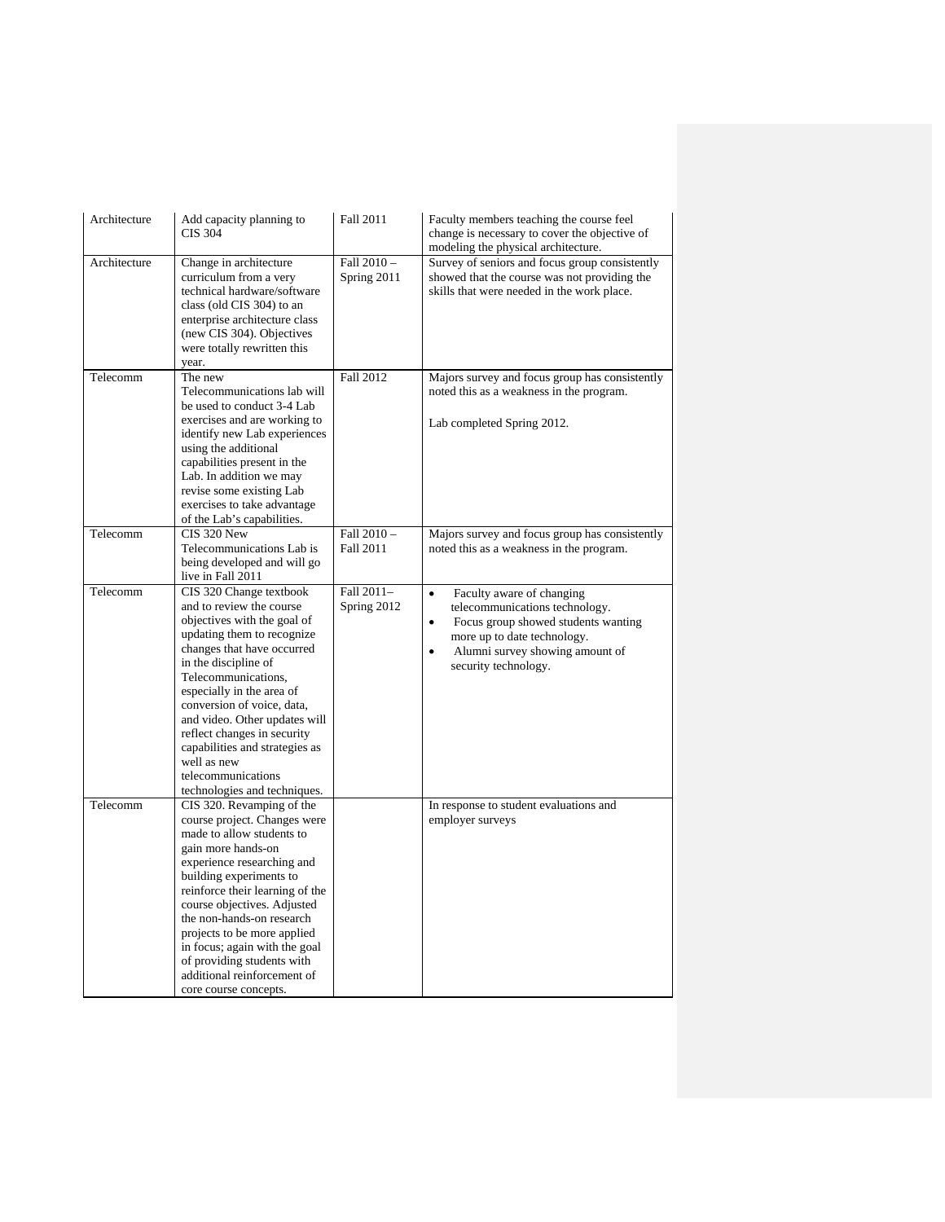| Architecture | Add capacity planning to CIS 304 | Fall 2011 | Faculty members teaching the course feel change is necessary to cover the objective of modeling the physical architecture. |
|---|---|---|---|
| Architecture | Change in architecture curriculum from a very technical hardware/software class (old CIS 304) to an enterprise architecture class (new CIS 304). Objectives were totally rewritten this year. | Fall 2010 – Spring 2011 | Survey of seniors and focus group consistently showed that the course was not providing the skills that were needed in the work place. |
| Telecomm | The new Telecommunications lab will be used to conduct 3-4 Lab exercises and are working to identify new Lab experiences using the additional capabilities present in the Lab. In addition we may revise some existing Lab exercises to take advantage of the Lab's capabilities. | Fall 2012 | Majors survey and focus group has consistently noted this as a weakness in the program.<br><br>Lab completed Spring 2012. |
| Telecomm | CIS 320 New Telecommunications Lab is being developed and will go live in Fall 2011 | Fall 2010 – Fall 2011 | Majors survey and focus group has consistently noted this as a weakness in the program. |
| Telecomm | CIS 320 Change textbook and to review the course objectives with the goal of updating them to recognize changes that have occurred in the discipline of Telecommunications, especially in the area of conversion of voice, data, and video. Other updates will reflect changes in security capabilities and strategies as well as new telecommunications technologies and techniques. | Fall 2011– Spring 2012 | • Faculty aware of changing telecommunications technology.<br>• Focus group showed students wanting more up to date technology.<br>• Alumni survey showing amount of security technology. |
| Telecomm | CIS 320. Revamping of the course project. Changes were made to allow students to gain more hands-on experience researching and building experiments to reinforce their learning of the course objectives. Adjusted the non-hands-on research projects to be more applied in focus; again with the goal of providing students with additional reinforcement of core course concepts. | | In response to student evaluations and employer surveys |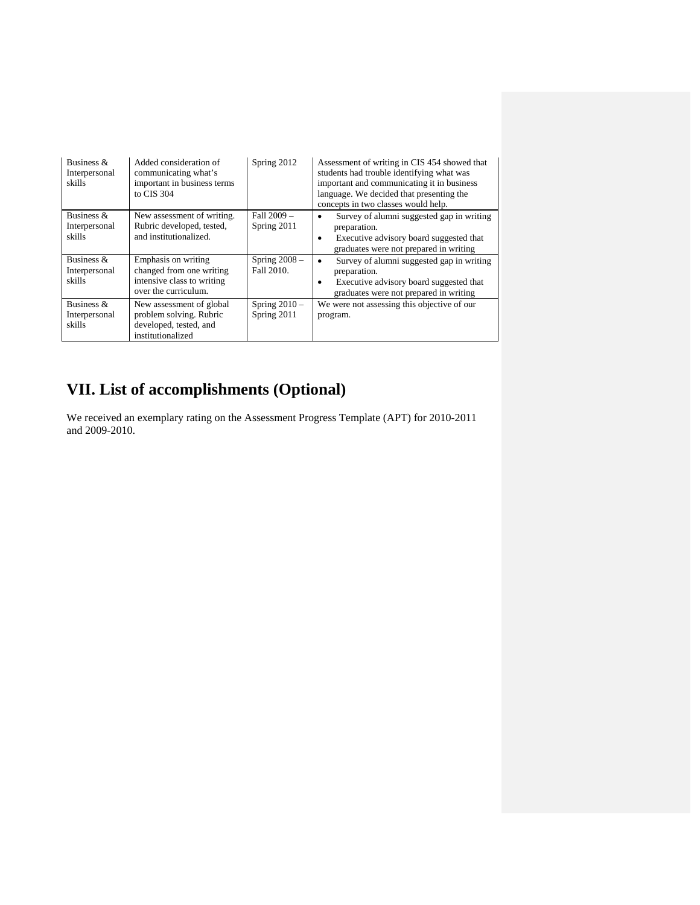| | | | |
|---|---|---|---|
| Business & Interpersonal skills | Added consideration of communicating what's important in business terms to CIS 304 | Spring 2012 | Assessment of writing in CIS 454 showed that students had trouble identifying what was important and communicating it in business language. We decided that presenting the concepts in two classes would help. |
| Business & Interpersonal skills | New assessment of writing. Rubric developed, tested, and institutionalized. | Fall 2009 – Spring 2011 | • Survey of alumni suggested gap in writing preparation.<br>• Executive advisory board suggested that graduates were not prepared in writing |
| Business & Interpersonal skills | Emphasis on writing changed from one writing intensive class to writing over the curriculum. | Spring 2008 – Fall 2010. | • Survey of alumni suggested gap in writing preparation.<br>• Executive advisory board suggested that graduates were not prepared in writing |
| Business & Interpersonal skills | New assessment of global problem solving. Rubric developed, tested, and institutionalized | Spring 2010 – Spring 2011 | We were not assessing this objective of our program. |

# VII. List of accomplishments (Optional)

We received an exemplary rating on the Assessment Progress Template (APT) for 2010-2011 and 2009-2010.